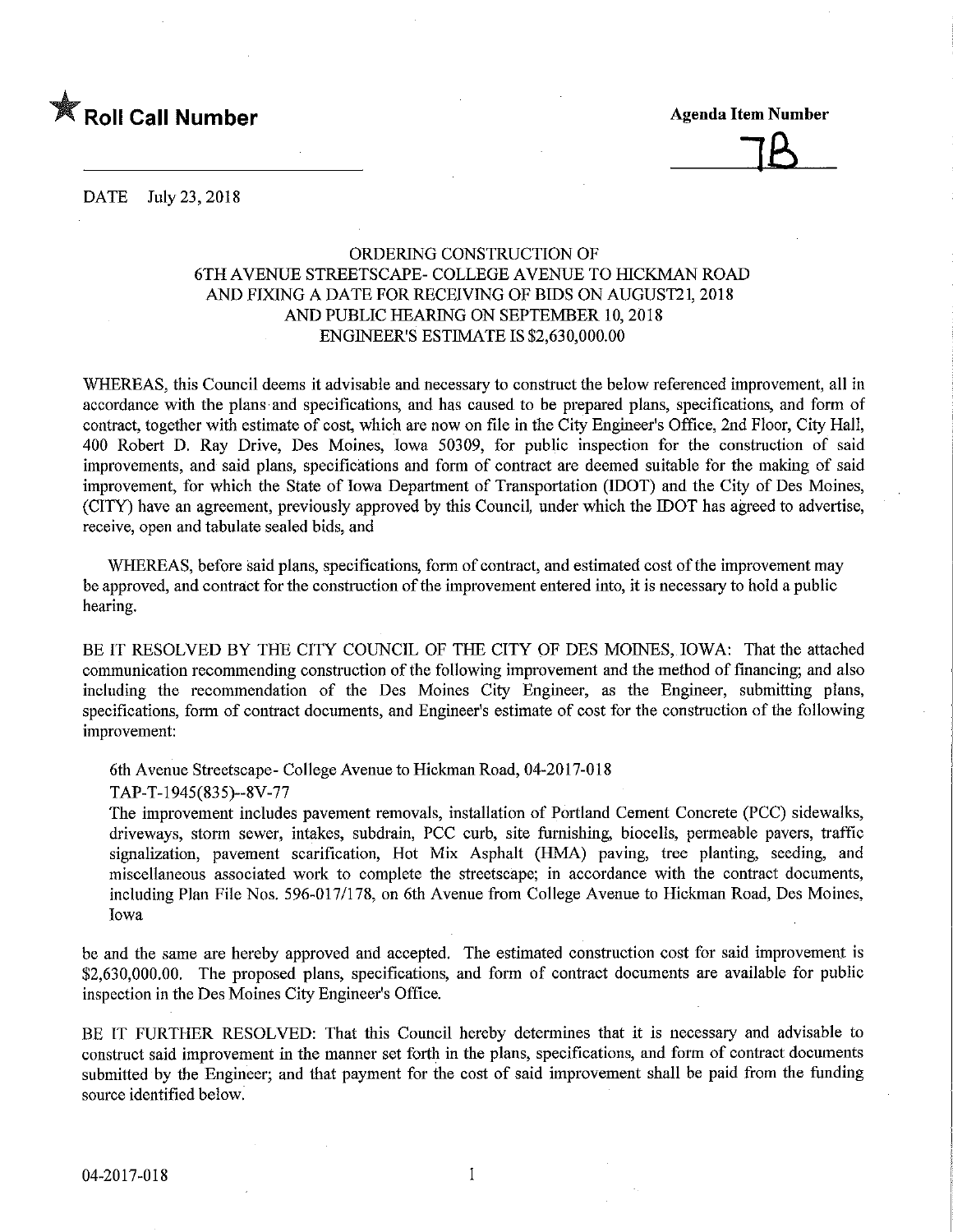★ **Roll Call Number**

**Agenda Item Number**

7B

DATE July 23, 2018

ORDERING CONSTRUCTION OF
6TH AVENUE STREETSCAPE- COLLEGE AVENUE TO HICKMAN ROAD
AND FIXING A DATE FOR RECEIVING OF BIDS ON AUGUST21, 2018
AND PUBLIC HEARING ON SEPTEMBER 10, 2018
ENGINEER'S ESTIMATE IS $2,630,000.00

WHEREAS, this Council deems it advisable and necessary to construct the below referenced improvement, all in accordance with the plans and specifications, and has caused to be prepared plans, specifications, and form of contract, together with estimate of cost, which are now on file in the City Engineer's Office, 2nd Floor, City Hall, 400 Robert D. Ray Drive, Des Moines, Iowa 50309, for public inspection for the construction of said improvements, and said plans, specifications and form of contract are deemed suitable for the making of said improvement, for which the State of Iowa Department of Transportation (IDOT) and the City of Des Moines, (CITY) have an agreement, previously approved by this Council, under which the IDOT has agreed to advertise, receive, open and tabulate sealed bids, and

WHEREAS, before said plans, specifications, form of contract, and estimated cost of the improvement may be approved, and contract for the construction of the improvement entered into, it is necessary to hold a public hearing.

BE IT RESOLVED BY THE CITY COUNCIL OF THE CITY OF DES MOINES, IOWA: That the attached communication recommending construction of the following improvement and the method of financing; and also including the recommendation of the Des Moines City Engineer, as the Engineer, submitting plans, specifications, form of contract documents, and Engineer's estimate of cost for the construction of the following improvement:

6th Avenue Streetscape- College Avenue to Hickman Road, 04-2017-018
TAP-T-1945(835)--8V-77
The improvement includes pavement removals, installation of Portland Cement Concrete (PCC) sidewalks, driveways, storm sewer, intakes, subdrain, PCC curb, site furnishing, biocells, permeable pavers, traffic signalization, pavement scarification, Hot Mix Asphalt (HMA) paving, tree planting, seeding, and miscellaneous associated work to complete the streetscape; in accordance with the contract documents, including Plan File Nos. 596-017/178, on 6th Avenue from College Avenue to Hickman Road, Des Moines, Iowa

be and the same are hereby approved and accepted. The estimated construction cost for said improvement is $2,630,000.00. The proposed plans, specifications, and form of contract documents are available for public inspection in the Des Moines City Engineer's Office.

BE IT FURTHER RESOLVED: That this Council hereby determines that it is necessary and advisable to construct said improvement in the manner set forth in the plans, specifications, and form of contract documents submitted by the Engineer; and that payment for the cost of said improvement shall be paid from the funding source identified below.

04-2017-018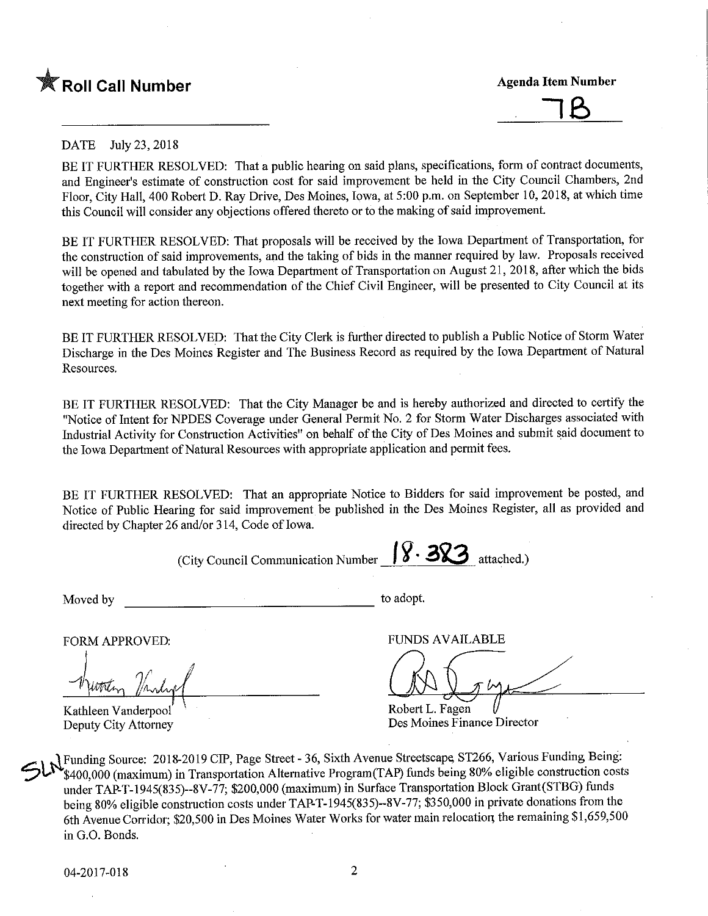★ **Roll Call Number**

**Agenda Item Number**

7B

DATE July 23, 2018

BE IT FURTHER RESOLVED: That a public hearing on said plans, specifications, form of contract documents, and Engineer's estimate of construction cost for said improvement be held in the City Council Chambers, 2nd Floor, City Hall, 400 Robert D. Ray Drive, Des Moines, Iowa, at 5:00 p.m. on September 10, 2018, at which time this Council will consider any objections offered thereto or to the making of said improvement.

BE IT FURTHER RESOLVED: That proposals will be received by the Iowa Department of Transportation, for the construction of said improvements, and the taking of bids in the manner required by law. Proposals received will be opened and tabulated by the Iowa Department of Transportation on August 21, 2018, after which the bids together with a report and recommendation of the Chief Civil Engineer, will be presented to City Council at its next meeting for action thereon.

BE IT FURTHER RESOLVED: That the City Clerk is further directed to publish a Public Notice of Storm Water Discharge in the Des Moines Register and The Business Record as required by the Iowa Department of Natural Resources.

BE IT FURTHER RESOLVED: That the City Manager be and is hereby authorized and directed to certify the "Notice of Intent for NPDES Coverage under General Permit No. 2 for Storm Water Discharges associated with Industrial Activity for Construction Activities" on behalf of the City of Des Moines and submit said document to the Iowa Department of Natural Resources with appropriate application and permit fees.

BE IT FURTHER RESOLVED: That an appropriate Notice to Bidders for said improvement be posted, and Notice of Public Hearing for said improvement be published in the Des Moines Register, all as provided and directed by Chapter 26 and/or 314, Code of Iowa.

(City Council Communication Number 18-383 attached.)

Moved by ______________________ to adopt.

FORM APPROVED:

Kathleen Vanderpool
Deputy City Attorney

FUNDS AVAILABLE

Robert L. Fagen
Des Moines Finance Director

SLN Funding Source: 2018-2019 CIP, Page Street - 36, Sixth Avenue Streetscape, ST266, Various Funding Being: $400,000 (maximum) in Transportation Alternative Program(TAP) funds being 80% eligible construction costs under TAP-T-1945(835)--8V-77; $200,000 (maximum) in Surface Transportation Block Grant(STBG) funds being 80% eligible construction costs under TAP-T-1945(835)--8V-77; $350,000 in private donations from the 6th Avenue Corridor; $20,500 in Des Moines Water Works for water main relocation, the remaining $1,659,500 in G.O. Bonds.

04-2017-018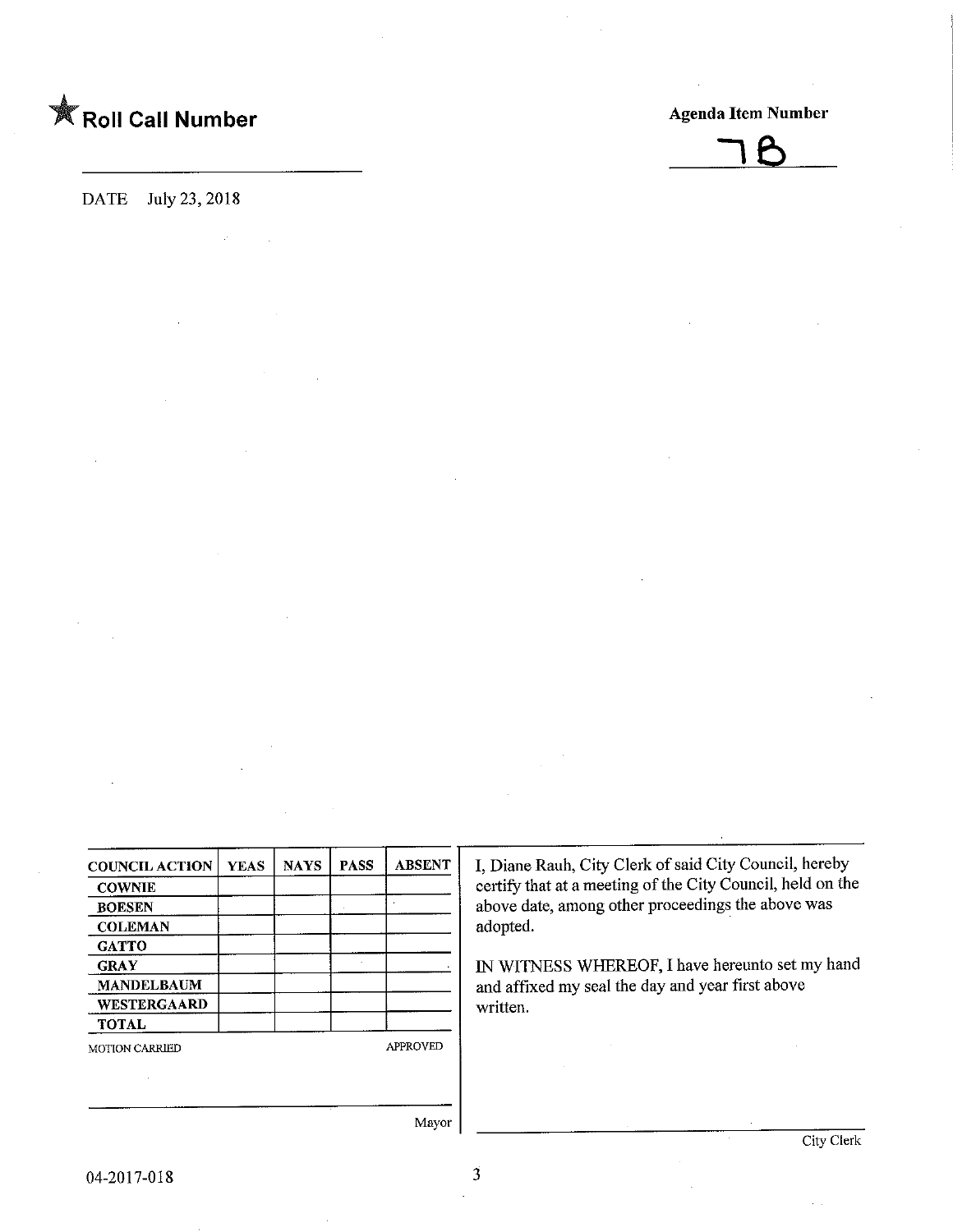★ **Roll Call Number**

**Agenda Item Number**

7B

DATE July 23, 2018

| COUNCIL ACTION | YEAS | NAYS | PASS | ABSENT |
|---|---|---|---|---|
| COWNIE | | | | |
| BOESEN | | | | |
| COLEMAN | | | | |
| GATTO | | | | |
| GRAY | | | | |
| MANDELBAUM | | | | |
| WESTERGAARD | | | | |
| TOTAL | | | | |

MOTION CARRIED APPROVED

Mayor

I, Diane Rauh, City Clerk of said City Council, hereby certify that at a meeting of the City Council, held on the above date, among other proceedings the above was adopted.

IN WITNESS WHEREOF, I have hereunto set my hand and affixed my seal the day and year first above written.

City Clerk

04-2017-018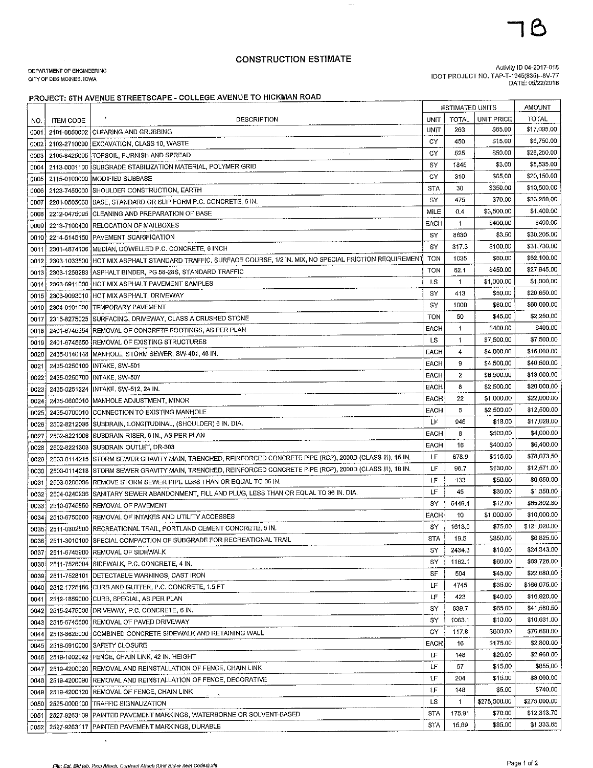7B

# CONSTRUCTION ESTIMATE

DEPARTMENT OF ENGINEERING
CITY OF DES MOINES, IOWA

Activity ID 04-2017-016
IDOT PROJECT NO. TAP-T-1945(835)--8V-77
DATE: 05/22/2018

## PROJECT: 6TH AVENUE STREETSCAPE - COLLEGE AVENUE TO HICKMAN ROAD

| NO. | ITEM CODE | DESCRIPTION | ESTIMATED UNITS | | | AMOUNT |
|---|---|---|---|---|---|---|
| | | | UNIT | TOTAL | UNIT PRICE | TOTAL |
| 0001 | 2101-0850002 | CLEARING AND GRUBBING | UNIT | 263 | $65.00 | $17,095.00 |
| 0002 | 2102-2710090 | EXCAVATION, CLASS 10, WASTE | CY | 450 | $15.00 | $6,750.00 |
| 0003 | 2105-8425005 | TOPSOIL, FURNISH AND SPREAD | CY | 525 | $50.00 | $26,250.00 |
| 0004 | 2113-0001100 | SUBGRADE STABILIZATION MATERIAL, POLYMER GRID | SY | 1845 | $3.00 | $5,535.00 |
| 0005 | 2115-0100000 | MODIFIED SUBBASE | CY | 310 | $65.00 | $20,150.00 |
| 0006 | 2123-7450000 | SHOULDER CONSTRUCTION, EARTH | STA | 30 | $350.00 | $10,500.00 |
| 0007 | 2201-0505060 | BASE, STANDARD OR SLIP FORM P.C. CONCRETE, 6 IN. | SY | 475 | $70.00 | $33,250.00 |
| 0008 | 2212-0475095 | CLEANING AND PREPARATION OF BASE | MILE | 0.4 | $3,500.00 | $1,400.00 |
| 0009 | 2213-7100400 | RELOCATION OF MAILBOXES | EACH | 1 | $400.00 | $400.00 |
| 0010 | 2214-5145150 | PAVEMENT SCARIFICATION | SY | 8630 | $3.50 | $30,205.00 |
| 0011 | 2301-4874106 | MEDIAN, DOWELLED P.C. CONCRETE, 6 INCH | SY | 317.3 | $100.00 | $31,730.00 |
| 0012 | 2303-1033500 | HOT MIX ASPHALT STANDARD TRAFFIC, SURFACE COURSE, 1/2 IN. MIX, NO SPECIAL FRICTION REQUIREMENT | TON | 1035 | $60.00 | $62,100.00 |
| 0013 | 2303-1258283 | ASPHALT BINDER, PG 58-28S, STANDARD TRAFFIC | TON | 62.1 | $450.00 | $27,945.00 |
| 0014 | 2303-6911000 | HOT MIX ASPHALT PAVEMENT SAMPLES | LS | 1 | $1,000.00 | $1,000.00 |
| 0015 | 2303-9093010 | HOT MIX ASPHALT, DRIVEWAY | SY | 413 | $50.00 | $20,650.00 |
| 0016 | 2304-0101000 | TEMPORARY PAVEMENT | SY | 1000 | $60.00 | $60,000.00 |
| 0017 | 2315-8275025 | SURFACING, DRIVEWAY, CLASS A CRUSHED STONE | TON | 50 | $45.00 | $2,250.00 |
| 0018 | 2401-6745354 | REMOVAL OF CONCRETE FOOTINGS, AS PER PLAN | EACH | 1 | $400.00 | $400.00 |
| 0019 | 2401-6745650 | REMOVAL OF EXISTING STRUCTURES | LS | 1 | $7,500.00 | $7,500.00 |
| 0020 | 2435-0140148 | MANHOLE, STORM SEWER, SW-401, 48 IN. | EACH | 4 | $4,000.00 | $16,000.00 |
| 0021 | 2435-0250100 | INTAKE, SW-501 | EACH | 9 | $4,500.00 | $40,500.00 |
| 0022 | 2435-0250700 | INTAKE, SW-507 | EACH | 2 | $6,500.00 | $13,000.00 |
| 0023 | 2435-0251224 | INTAKE, SW-512, 24 IN. | EACH | 8 | $2,500.00 | $20,000.00 |
| 0024 | 2435-0600010 | MANHOLE ADJUSTMENT, MINOR | EACH | 22 | $1,000.00 | $22,000.00 |
| 0025 | 2435-0700010 | CONNECTION TO EXISTING MANHOLE | EACH | 5 | $2,500.00 | $12,500.00 |
| 0026 | 2502-8212036 | SUBDRAIN, LONGITUDINAL, (SHOULDER) 6 IN. DIA. | LF | 946 | $18.00 | $17,028.00 |
| 0027 | 2502-8221006 | SUBDRAIN RISER, 6 IN., AS PER PLAN | EACH | 8 | $500.00 | $4,000.00 |
| 0028 | 2502-8221303 | SUBDRAIN OUTLET, DR-303 | EACH | 16 | $400.00 | $6,400.00 |
| 0029 | 2503-0114215 | STORM SEWER GRAVITY MAIN, TRENCHED, REINFORCED CONCRETE PIPE (RCP), 2000D (CLASS III), 15 IN. | LF | 678.9 | $115.00 | $78,073.50 |
| 0030 | 2503-0114218 | STORM SEWER GRAVITY MAIN, TRENCHED, REINFORCED CONCRETE PIPE (RCP), 2000D (CLASS III), 18 IN. | LF | 96.7 | $130.00 | $12,571.00 |
| 0031 | 2503-0200036 | REMOVE STORM SEWER PIPE LESS THAN OR EQUAL TO 36 IN. | LF | 133 | $50.00 | $6,650.00 |
| 0032 | 2504-0240236 | SANITARY SEWER ABANDONMENT, FILL AND PLUG, LESS THAN OR EQUAL TO 36 IN. DIA. | LF | 45 | $30.00 | $1,350.00 |
| 0033 | 2510-6745850 | REMOVAL OF PAVEMENT | SY | 5449.4 | $12.00 | $65,392.80 |
| 0034 | 2510-6750600 | REMOVAL OF INTAKES AND UTILITY ACCESSES | EACH | 10 | $1,000.00 | $10,000.00 |
| 0035 | 2511-0302500 | RECREATIONAL TRAIL, PORTLAND CEMENT CONCRETE, 5 IN. | SY | 1613.6 | $75.00 | $121,020.00 |
| 0036 | 2511-3010100 | SPECIAL COMPACTION OF SUBGRADE FOR RECREATIONAL TRAIL | STA | 19.5 | $350.00 | $6,825.00 |
| 0037 | 2511-6745900 | REMOVAL OF SIDEWALK | SY | 2434.3 | $10.00 | $24,343.00 |
| 0038 | 2511-7526004 | SIDEWALK, P.C. CONCRETE, 4 IN. | SY | 1162.1 | $60.00 | $69,726.00 |
| 0039 | 2511-7528101 | DETECTABLE WARNINGS, CAST IRON | SF | 504 | $45.00 | $22,680.00 |
| 0040 | 2512-1725156 | CURB AND GUTTER, P.C. CONCRETE, 1.5 FT | LF | 4745 | $35.00 | $166,075.00 |
| 0041 | 2512-1859000 | CURB, SPECIAL, AS PER PLAN | LF | 423 | $40.00 | $16,920.00 |
| 0042 | 2515-2475006 | DRIVEWAY, P.C. CONCRETE, 6 IN. | SY | 639.7 | $65.00 | $41,580.50 |
| 0043 | 2515-6745600 | REMOVAL OF PAVED DRIVEWAY | SY | 1063.1 | $10.00 | $10,631.00 |
| 0044 | 2516-8625000 | COMBINED CONCRETE SIDEWALK AND RETAINING WALL | CY | 117.8 | $600.00 | $70,680.00 |
| 0045 | 2518-6910000 | SAFETY CLOSURE | EACH | 16 | $175.00 | $2,800.00 |
| 0046 | 2519-1002042 | FENCE, CHAIN LINK, 42 IN. HEIGHT | LF | 148 | $20.00 | $2,960.00 |
| 0047 | 2519-4200020 | REMOVAL AND REINSTALLATION OF FENCE, CHAIN LINK | LF | 57 | $15.00 | $855.00 |
| 0048 | 2519-4200090 | REMOVAL AND REINSTALLATION OF FENCE, DECORATIVE | LF | 204 | $15.00 | $3,060.00 |
| 0049 | 2519-4200120 | REMOVAL OF FENCE, CHAIN LINK | LF | 148 | $5.00 | $740.00 |
| 0050 | 2525-0000100 | TRAFFIC SIGNALIZATION | LS | 1 | $275,000.00 | $275,000.00 |
| 0051 | 2527-9263109 | PAINTED PAVEMENT MARKINGS, WATERBORNE OR SOLVENT-BASED | STA | 175.91 | $70.00 | $12,313.70 |
| 0052 | 2527-9263117 | PAINTED PAVEMENT MARKINGS, DURABLE | STA | 15.69 | $85.00 | $1,333.65 |

File: Est. Bid tab, Prop Attach, Contract Attach (Unit Bid-w Item Codes).xls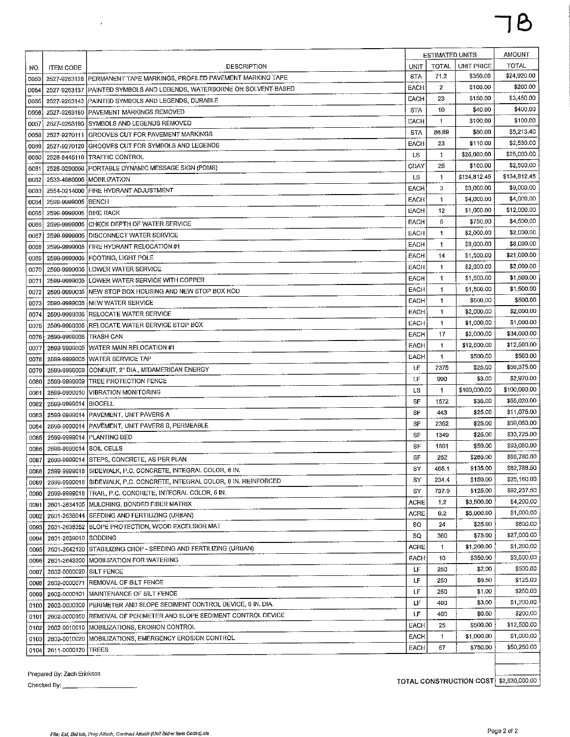7B

| NO. | ITEM CODE | DESCRIPTION | ESTIMATED UNITS | | | AMOUNT |
|---|---|---|---|---|---|---|
| | | | UNIT | TOTAL | UNIT PRICE | TOTAL |
| 0053 | 2527-9263126 | PERMANENT TAPE MARKINGS, PROFILED PAVEMENT MARKING TAPE | STA | 71.2 | $350.00 | $24,920.00 |
| 0054 | 2527-9263137 | PAINTED SYMBOLS AND LEGENDS, WATERBORNE OR SOLVENT-BASED | EACH | 2 | $100.00 | $200.00 |
| 0055 | 2527-9263143 | PAINTED SYMBOLS AND LEGENDS, DURABLE | EACH | 23 | $150.00 | $3,450.00 |
| 0056 | 2527-9263180 | PAVEMENT MARKINGS REMOVED | STA | 10 | $40.00 | $400.00 |
| 0057 | 2527-9263190 | SYMBOLS AND LEGENDS REMOVED | EACH | 1 | $100.00 | $100.00 |
| 0058 | 2527-9270111 | GROOVES CUT FOR PAVEMENT MARKINGS | STA | 86.89 | $60.00 | $5,213.40 |
| 0059 | 2527-9270120 | GROOVES CUT FOR SYMBOLS AND LEGENDS | EACH | 23 | $110.00 | $2,530.00 |
| 0060 | 2528-8445110 | TRAFFIC CONTROL | LS | 1 | $25,000.00 | $25,000.00 |
| 0061 | 2528-9290050 | PORTABLE DYNAMIC MESSAGE SIGN (PDMS) | CDAY | 25 | $100.00 | $2,500.00 |
| 0062 | 2533-4980005 | MOBILIZATION | LS | 1 | $134,812.45 | $134,812.45 |
| 0063 | 2554-0214000 | FIRE HYDRANT ADJUSTMENT | EACH | 3 | $3,000.00 | $9,000.00 |
| 0064 | 2599-9999005 | BENCH | EACH | 1 | $4,000.00 | $4,000.00 |
| 0065 | 2599-9999005 | BIKE RACK | EACH | 12 | $1,000.00 | $12,000.00 |
| 0066 | 2599-9999005 | CHECK DEPTH OF WATER SERVICE | EACH | 6 | $750.00 | $4,500.00 |
| 0067 | 2599-9999005 | DISCONNECT WATER SERVICE | EACH | 1 | $2,000.00 | $2,000.00 |
| 0068 | 2599-9999005 | FIRE HYDRANT RELOCATION #1 | EACH | 1 | $8,000.00 | $8,000.00 |
| 0069 | 2599-9999005 | FOOTING, LIGHT POLE | EACH | 14 | $1,500.00 | $21,000.00 |
| 0070 | 2599-9999005 | LOWER WATER SERVICE | EACH | 1 | $2,000.00 | $2,000.00 |
| 0071 | 2599-9999005 | LOWER WATER SERVICE WITH COPPER | EACH | 1 | $1,500.00 | $1,500.00 |
| 0072 | 2599-9999005 | NEW STOP BOX HOUSING AND NEW STOP BOX ROD | EACH | 1 | $1,500.00 | $1,500.00 |
| 0073 | 2599-9999005 | NEW WATER SERVICE | EACH | 1 | $500.00 | $500.00 |
| 0074 | 2599-9999005 | RELOCATE WATER SERVICE | EACH | 1 | $2,000.00 | $2,000.00 |
| 0075 | 2599-9999005 | RELOCATE WATER SERVICE STOP BOX | EACH | 1 | $1,000.00 | $1,000.00 |
| 0076 | 2599-9999005 | TRASH CAN | EACH | 17 | $2,000.00 | $34,000.00 |
| 0077 | 2599-9999005 | WATER MAIN RELOCATION #1 | EACH | 1 | $12,500.00 | $12,500.00 |
| 0078 | 2599-9999005 | WATER SERVICE TAP | EACH | 1 | $500.00 | $500.00 |
| 0079 | 2599-9999009 | CONDUIT, 2" DIA., MIDAMERICAN ENERGY | LF | 2375 | $25.00 | $59,375.00 |
| 0080 | 2599-9999009 | TREE PROTECTION FENCE | LF | 990 | $3.00 | $2,970.00 |
| 0081 | 2599-9999010 | VIBRATION MONITORING | LS | 1 | $100,000.00 | $100,000.00 |
| 0082 | 2599-9999014 | BIOCELL | SF | 1572 | $35.00 | $55,020.00 |
| 0083 | 2599-9999014 | PAVEMENT, UNIT PAVERS A | SF | 443 | $25.00 | $11,075.00 |
| 0084 | 2599-9999014 | PAVEMENT, UNIT PAVERS B, PERMEABLE | SF | 2362 | $25.00 | $59,050.00 |
| 0085 | 2599-9999014 | PLANTING BED | SF | 1349 | $25.00 | $33,725.00 |
| 0086 | 2599-9999014 | SOIL CELLS | SF | 1861 | $50.00 | $93,050.00 |
| 0087 | 2599-9999014 | STEPS, CONCRETE, AS PER PLAN | SF | 252 | $265.00 | $66,780.00 |
| 0088 | 2599-9999018 | SIDEWALK, P.C. CONCRETE, INTEGRAL COLOR, 6 IN. | SY | 465.1 | $135.00 | $62,788.50 |
| 0089 | 2599-9999018 | SIDEWALK, P.C. CONCRETE, INTEGRAL COLOR, 6 IN. REINFORCED | SY | 234.4 | $150.00 | $35,160.00 |
| 0090 | 2599-9999018 | TRAIL, P.C. CONCRETE, INTEGRAL COLOR, 5 IN. | SY | 737.9 | $125.00 | $92,237.50 |
| 0091 | 2601-2634105 | MULCHING, BONDED FIBER MATRIX | ACRE | 1.2 | $3,500.00 | $4,200.00 |
| 0092 | 2601-2636044 | SEEDING AND FERTILIZING (URBAN) | ACRE | 0.2 | $5,000.00 | $1,000.00 |
| 0093 | 2601-2638352 | SLOPE PROTECTION, WOOD EXCELSIOR MAT | SQ | 24 | $25.00 | $600.00 |
| 0094 | 2601-2639010 | SODDING | SQ | 360 | $75.00 | $27,000.00 |
| 0095 | 2601-2642120 | STABILIZING CROP - SEEDING AND FERTILIZING (URBAN) | ACRE | 1 | $1,200.00 | $1,200.00 |
| 0096 | 2601-2643300 | MOBILIZATION FOR WATERING | EACH | 10 | $350.00 | $3,500.00 |
| 0097 | 2602-0000020 | SILT FENCE | LF | 250 | $2.00 | $500.00 |
| 0098 | 2602-0000071 | REMOVAL OF SILT FENCE | LF | 250 | $0.50 | $125.00 |
| 0099 | 2602-0000101 | MAINTENANCE OF SILT FENCE | LF | 250 | $1.00 | $250.00 |
| 0100 | 2602-0000309 | PERIMETER AND SLOPE SEDIMENT CONTROL DEVICE, 9 IN. DIA. | LF | 400 | $3.00 | $1,200.00 |
| 0101 | 2602-0000350 | REMOVAL OF PERIMETER AND SLOPE SEDIMENT CONTROL DEVICE | LF | 400 | $0.50 | $200.00 |
| 0102 | 2602-0010010 | MOBILIZATIONS, EROSION CONTROL | EACH | 25 | $500.00 | $12,500.00 |
| 0103 | 2602-0010020 | MOBILIZATIONS, EMERGENCY EROSION CONTROL | EACH | 1 | $1,000.00 | $1,000.00 |
| 0104 | 2611-0000120 | TREES | EACH | 67 | $750.00 | $50,250.00 |
| | | | | | TOTAL CONSTRUCTION COST | $2,630,000.00 |

Prepared By: Zach Erickson

Checked By: ____________________

*File: Est, Bid tab, Prop Attach, Contract Attach (Unit Bid-w Item Codes).xls*